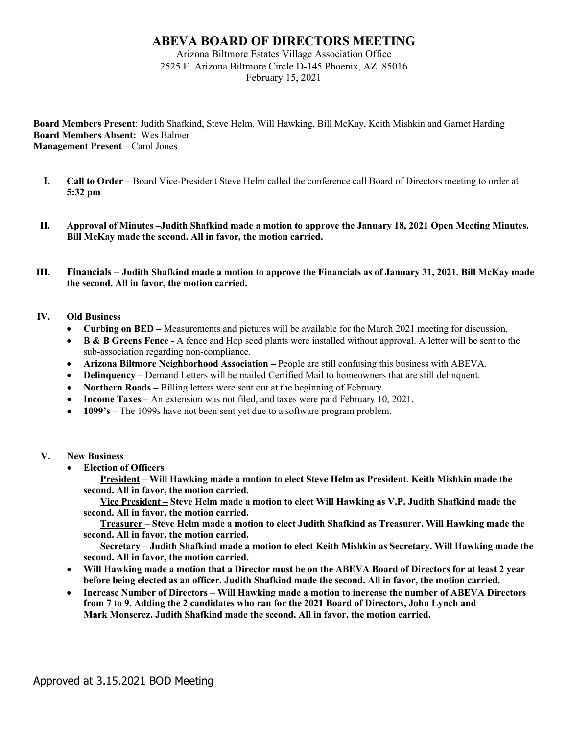# ABEVA BOARD OF DIRECTORS MEETING

Arizona Biltmore Estates Village Association Office
2525 E. Arizona Biltmore Circle D-145 Phoenix, AZ 85016
February 15, 2021

**Board Members Present**: Judith Shafkind, Steve Helm, Will Hawking, Bill McKay, Keith Mishkin and Garnet Harding
**Board Members Absent:** Wes Balmer
**Management Present** – Carol Jones

I. **Call to Order** – Board Vice-President Steve Helm called the conference call Board of Directors meeting to order at **5:32 pm**

II. **Approval of Minutes –Judith Shafkind made a motion to approve the January 18, 2021 Open Meeting Minutes. Bill McKay made the second. All in favor, the motion carried.**

III. **Financials – Judith Shafkind made a motion to approve the Financials as of January 31, 2021. Bill McKay made the second. All in favor, the motion carried.**

IV. **Old Business**
- **Curbing on BED –** Measurements and pictures will be available for the March 2021 meeting for discussion.
- **B & B Greens Fence -** A fence and Hop seed plants were installed without approval. A letter will be sent to the sub-association regarding non-compliance.
- **Arizona Biltmore Neighborhood Association –** People are still confusing this business with ABEVA.
- **Delinquency –** Demand Letters will be mailed Certified Mail to homeowners that are still delinquent.
- **Northern Roads –** Billing letters were sent out at the beginning of February.
- **Income Taxes –** An extension was not filed, and taxes were paid February 10, 2021.
- **1099's** – The 1099s have not been sent yet due to a software program problem.

V. **New Business**
- **Election of Officers**

  **President – Will Hawking made a motion to elect Steve Helm as President. Keith Mishkin made the second. All in favor, the motion carried.**

  **Vice President – Steve Helm made a motion to elect Will Hawking as V.P. Judith Shafkind made the second. All in favor, the motion carried.**

  **Treasurer – Steve Helm made a motion to elect Judith Shafkind as Treasurer. Will Hawking made the second. All in favor, the motion carried.**

  **Secretary – Judith Shafkind made a motion to elect Keith Mishkin as Secretary. Will Hawking made the second. All in favor, the motion carried.**
- **Will Hawking made a motion that a Director must be on the ABEVA Board of Directors for at least 2 year before being elected as an officer. Judith Shafkind made the second. All in favor, the motion carried.**
- **Increase Number of Directors – Will Hawking made a motion to increase the number of ABEVA Directors from 7 to 9. Adding the 2 candidates who ran for the 2021 Board of Directors, John Lynch and Mark Monserez. Judith Shafkind made the second. All in favor, the motion carried.**

Approved at 3.15.2021 BOD Meeting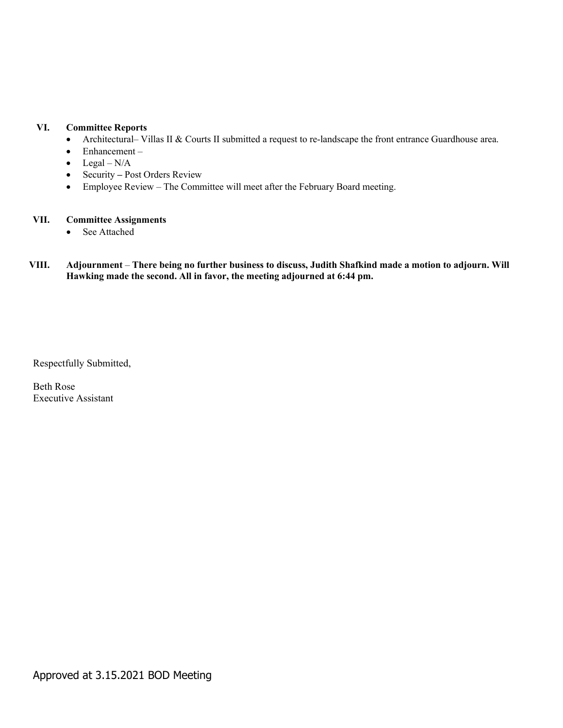## VI. Committee Reports

- Architectural– Villas II & Courts II submitted a request to re-landscape the front entrance Guardhouse area.
- Enhancement –
- Legal – N/A
- Security – Post Orders Review
- Employee Review – The Committee will meet after the February Board meeting.

## VII. Committee Assignments

- See Attached

## VIII. Adjournment – **There being no further business to discuss, Judith Shafkind made a motion to adjourn. Will Hawking made the second. All in favor, the meeting adjourned at 6:44 pm.**

Respectfully Submitted,

Beth Rose
Executive Assistant

Approved at 3.15.2021 BOD Meeting